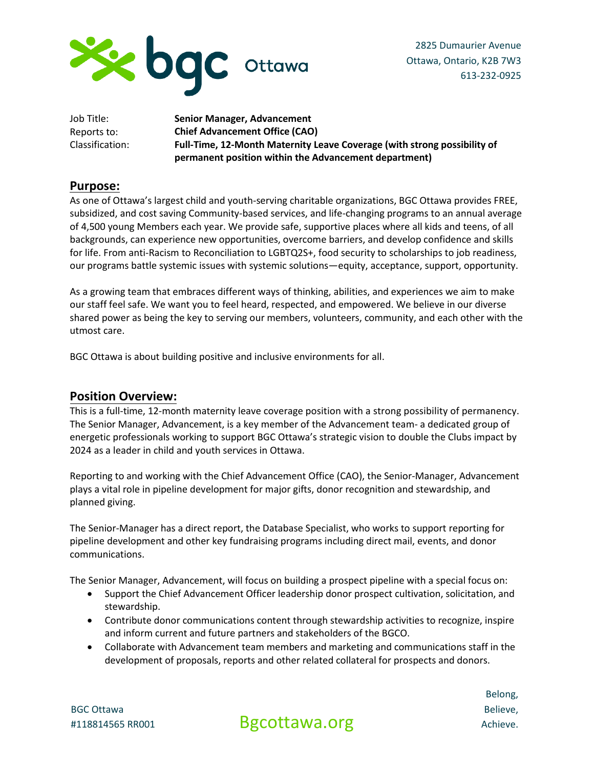2825 Dumaurier Avenue
Ottawa, Ontario, K2B 7W3
613-232-0925

Job Title: **Senior Manager, Advancement**
Reports to: **Chief Advancement Office (CAO)**
Classification: **Full-Time, 12-Month Maternity Leave Coverage (with strong possibility of permanent position within the Advancement department)**

## Purpose:

As one of Ottawa's largest child and youth-serving charitable organizations, BGC Ottawa provides FREE, subsidized, and cost saving Community-based services, and life-changing programs to an annual average of 4,500 young Members each year. We provide safe, supportive places where all kids and teens, of all backgrounds, can experience new opportunities, overcome barriers, and develop confidence and skills for life. From anti-Racism to Reconciliation to LGBTQ2S+, food security to scholarships to job readiness, our programs battle systemic issues with systemic solutions—equity, acceptance, support, opportunity.

As a growing team that embraces different ways of thinking, abilities, and experiences we aim to make our staff feel safe. We want you to feel heard, respected, and empowered. We believe in our diverse shared power as being the key to serving our members, volunteers, community, and each other with the utmost care.

BGC Ottawa is about building positive and inclusive environments for all.

## Position Overview:

This is a full-time, 12-month maternity leave coverage position with a strong possibility of permanency. The Senior Manager, Advancement, is a key member of the Advancement team- a dedicated group of energetic professionals working to support BGC Ottawa's strategic vision to double the Clubs impact by 2024 as a leader in child and youth services in Ottawa.

Reporting to and working with the Chief Advancement Office (CAO), the Senior-Manager, Advancement plays a vital role in pipeline development for major gifts, donor recognition and stewardship, and planned giving.

The Senior-Manager has a direct report, the Database Specialist, who works to support reporting for pipeline development and other key fundraising programs including direct mail, events, and donor communications.

The Senior Manager, Advancement, will focus on building a prospect pipeline with a special focus on:

- Support the Chief Advancement Officer leadership donor prospect cultivation, solicitation, and stewardship.
- Contribute donor communications content through stewardship activities to recognize, inspire and inform current and future partners and stakeholders of the BGCO.
- Collaborate with Advancement team members and marketing and communications staff in the development of proposals, reports and other related collateral for prospects and donors.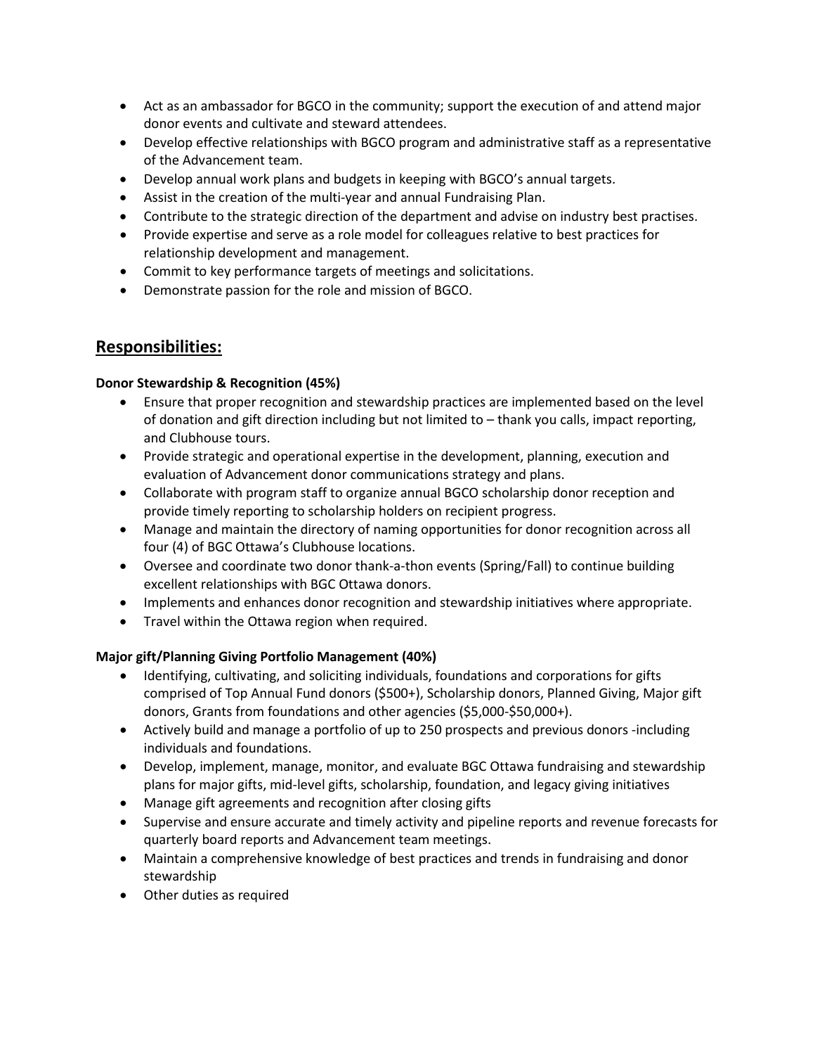- Act as an ambassador for BGCO in the community; support the execution of and attend major donor events and cultivate and steward attendees.
- Develop effective relationships with BGCO program and administrative staff as a representative of the Advancement team.
- Develop annual work plans and budgets in keeping with BGCO's annual targets.
- Assist in the creation of the multi-year and annual Fundraising Plan.
- Contribute to the strategic direction of the department and advise on industry best practises.
- Provide expertise and serve as a role model for colleagues relative to best practices for relationship development and management.
- Commit to key performance targets of meetings and solicitations.
- Demonstrate passion for the role and mission of BGCO.

## Responsibilities:

**Donor Stewardship & Recognition (45%)**

- Ensure that proper recognition and stewardship practices are implemented based on the level of donation and gift direction including but not limited to – thank you calls, impact reporting, and Clubhouse tours.
- Provide strategic and operational expertise in the development, planning, execution and evaluation of Advancement donor communications strategy and plans.
- Collaborate with program staff to organize annual BGCO scholarship donor reception and provide timely reporting to scholarship holders on recipient progress.
- Manage and maintain the directory of naming opportunities for donor recognition across all four (4) of BGC Ottawa's Clubhouse locations.
- Oversee and coordinate two donor thank-a-thon events (Spring/Fall) to continue building excellent relationships with BGC Ottawa donors.
- Implements and enhances donor recognition and stewardship initiatives where appropriate.
- Travel within the Ottawa region when required.

**Major gift/Planning Giving Portfolio Management (40%)**

- Identifying, cultivating, and soliciting individuals, foundations and corporations for gifts comprised of Top Annual Fund donors ($500+), Scholarship donors, Planned Giving, Major gift donors, Grants from foundations and other agencies ($5,000-$50,000+).
- Actively build and manage a portfolio of up to 250 prospects and previous donors -including individuals and foundations.
- Develop, implement, manage, monitor, and evaluate BGC Ottawa fundraising and stewardship plans for major gifts, mid-level gifts, scholarship, foundation, and legacy giving initiatives
- Manage gift agreements and recognition after closing gifts
- Supervise and ensure accurate and timely activity and pipeline reports and revenue forecasts for quarterly board reports and Advancement team meetings.
- Maintain a comprehensive knowledge of best practices and trends in fundraising and donor stewardship
- Other duties as required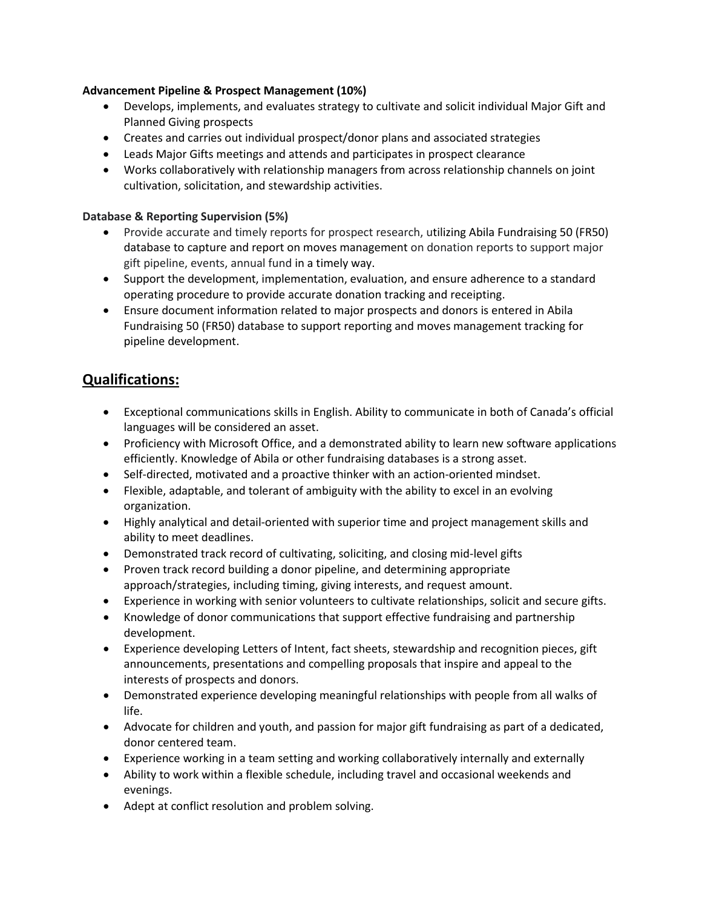**Advancement Pipeline & Prospect Management (10%)**

- Develops, implements, and evaluates strategy to cultivate and solicit individual Major Gift and Planned Giving prospects
- Creates and carries out individual prospect/donor plans and associated strategies
- Leads Major Gifts meetings and attends and participates in prospect clearance
- Works collaboratively with relationship managers from across relationship channels on joint cultivation, solicitation, and stewardship activities.

**Database & Reporting Supervision (5%)**

- Provide accurate and timely reports for prospect research, utilizing Abila Fundraising 50 (FR50) database to capture and report on moves management on donation reports to support major gift pipeline, events, annual fund in a timely way.
- Support the development, implementation, evaluation, and ensure adherence to a standard operating procedure to provide accurate donation tracking and receipting.
- Ensure document information related to major prospects and donors is entered in Abila Fundraising 50 (FR50) database to support reporting and moves management tracking for pipeline development.

## Qualifications:

- Exceptional communications skills in English. Ability to communicate in both of Canada's official languages will be considered an asset.
- Proficiency with Microsoft Office, and a demonstrated ability to learn new software applications efficiently. Knowledge of Abila or other fundraising databases is a strong asset.
- Self-directed, motivated and a proactive thinker with an action-oriented mindset.
- Flexible, adaptable, and tolerant of ambiguity with the ability to excel in an evolving organization.
- Highly analytical and detail-oriented with superior time and project management skills and ability to meet deadlines.
- Demonstrated track record of cultivating, soliciting, and closing mid-level gifts
- Proven track record building a donor pipeline, and determining appropriate approach/strategies, including timing, giving interests, and request amount.
- Experience in working with senior volunteers to cultivate relationships, solicit and secure gifts.
- Knowledge of donor communications that support effective fundraising and partnership development.
- Experience developing Letters of Intent, fact sheets, stewardship and recognition pieces, gift announcements, presentations and compelling proposals that inspire and appeal to the interests of prospects and donors.
- Demonstrated experience developing meaningful relationships with people from all walks of life.
- Advocate for children and youth, and passion for major gift fundraising as part of a dedicated, donor centered team.
- Experience working in a team setting and working collaboratively internally and externally
- Ability to work within a flexible schedule, including travel and occasional weekends and evenings.
- Adept at conflict resolution and problem solving.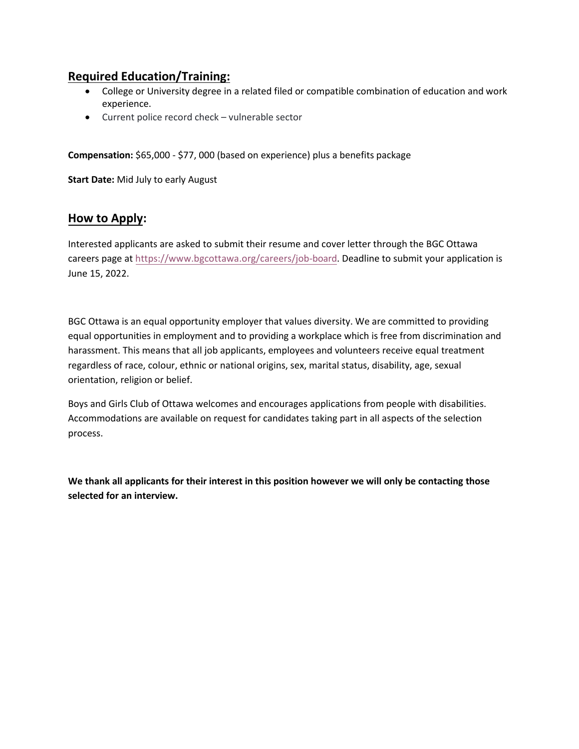## Required Education/Training:

- College or University degree in a related filed or compatible combination of education and work experience.
- Current police record check – vulnerable sector

**Compensation:** $65,000 - $77, 000 (based on experience) plus a benefits package

**Start Date:** Mid July to early August

## How to Apply:

Interested applicants are asked to submit their resume and cover letter through the BGC Ottawa careers page at https://www.bgcottawa.org/careers/job-board. Deadline to submit your application is June 15, 2022.

BGC Ottawa is an equal opportunity employer that values diversity. We are committed to providing equal opportunities in employment and to providing a workplace which is free from discrimination and harassment. This means that all job applicants, employees and volunteers receive equal treatment regardless of race, colour, ethnic or national origins, sex, marital status, disability, age, sexual orientation, religion or belief.

Boys and Girls Club of Ottawa welcomes and encourages applications from people with disabilities. Accommodations are available on request for candidates taking part in all aspects of the selection process.

**We thank all applicants for their interest in this position however we will only be contacting those selected for an interview.**